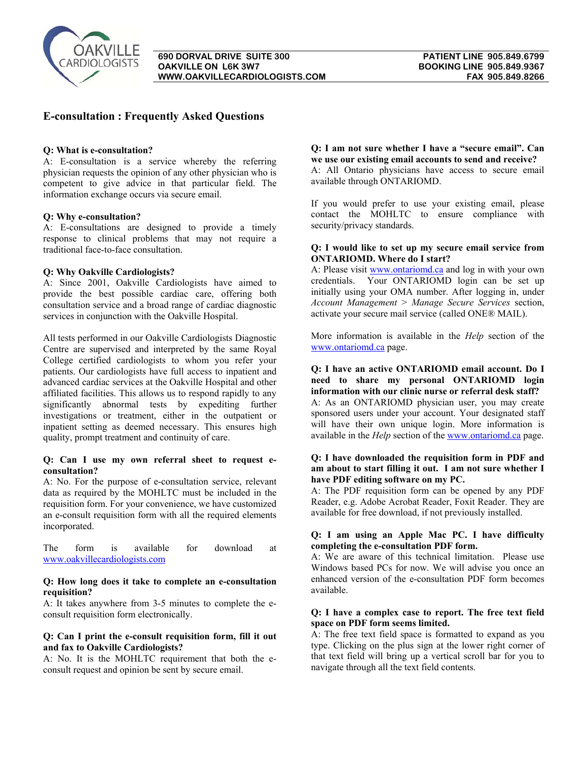OAKVILLE CARDIOLOGISTS

690 DORVAL DRIVE SUITE 300
OAKVILLE ON L6K 3W7
WWW.OAKVILLECARDIOLOGISTS.COM

PATIENT LINE 905.849.6799
BOOKING LINE 905.849.9367
FAX 905.849.8266

# E-consultation : Frequently Asked Questions

**Q: What is e-consultation?**
A: E-consultation is a service whereby the referring physician requests the opinion of any other physician who is competent to give advice in that particular field. The information exchange occurs via secure email.

**Q: Why e-consultation?**
A: E-consultations are designed to provide a timely response to clinical problems that may not require a traditional face-to-face consultation.

**Q: Why Oakville Cardiologists?**
A: Since 2001, Oakville Cardiologists have aimed to provide the best possible cardiac care, offering both consultation service and a broad range of cardiac diagnostic services in conjunction with the Oakville Hospital.

All tests performed in our Oakville Cardiologists Diagnostic Centre are supervised and interpreted by the same Royal College certified cardiologists to whom you refer your patients. Our cardiologists have full access to inpatient and advanced cardiac services at the Oakville Hospital and other affiliated facilities. This allows us to respond rapidly to any significantly abnormal tests by expediting further investigations or treatment, either in the outpatient or inpatient setting as deemed necessary. This ensures high quality, prompt treatment and continuity of care.

**Q: Can I use my own referral sheet to request e-consultation?**
A: No. For the purpose of e-consultation service, relevant data as required by the MOHLTC must be included in the requisition form. For your convenience, we have customized an e-consult requisition form with all the required elements incorporated.

The form is available for download at www.oakvillecardiologists.com

**Q: How long does it take to complete an e-consultation requisition?**
A: It takes anywhere from 3-5 minutes to complete the e-consult requisition form electronically.

**Q: Can I print the e-consult requisition form, fill it out and fax to Oakville Cardiologists?**
A: No. It is the MOHLTC requirement that both the e-consult request and opinion be sent by secure email.

**Q: I am not sure whether I have a "secure email". Can we use our existing email accounts to send and receive?**
A: All Ontario physicians have access to secure email available through ONTARIOMD.

If you would prefer to use your existing email, please contact the MOHLTC to ensure compliance with security/privacy standards.

**Q: I would like to set up my secure email service from ONTARIOMD. Where do I start?**
A: Please visit www.ontariomd.ca and log in with your own credentials. Your ONTARIOMD login can be set up initially using your OMA number. After logging in, under *Account Management > Manage Secure Services* section, activate your secure mail service (called ONE® MAIL).

More information is available in the *Help* section of the www.ontariomd.ca page.

**Q: I have an active ONTARIOMD email account. Do I need to share my personal ONTARIOMD login information with our clinic nurse or referral desk staff?**
A: As an ONTARIOMD physician user, you may create sponsored users under your account. Your designated staff will have their own unique login. More information is available in the *Help* section of the www.ontariomd.ca page.

**Q: I have downloaded the requisition form in PDF and am about to start filling it out. I am not sure whether I have PDF editing software on my PC.**
A: The PDF requisition form can be opened by any PDF Reader, e.g. Adobe Acrobat Reader, Foxit Reader. They are available for free download, if not previously installed.

**Q: I am using an Apple Mac PC. I have difficulty completing the e-consultation PDF form.**
A: We are aware of this technical limitation. Please use Windows based PCs for now. We will advise you once an enhanced version of the e-consultation PDF form becomes available.

**Q: I have a complex case to report. The free text field space on PDF form seems limited.**
A: The free text field space is formatted to expand as you type. Clicking on the plus sign at the lower right corner of that text field will bring up a vertical scroll bar for you to navigate through all the text field contents.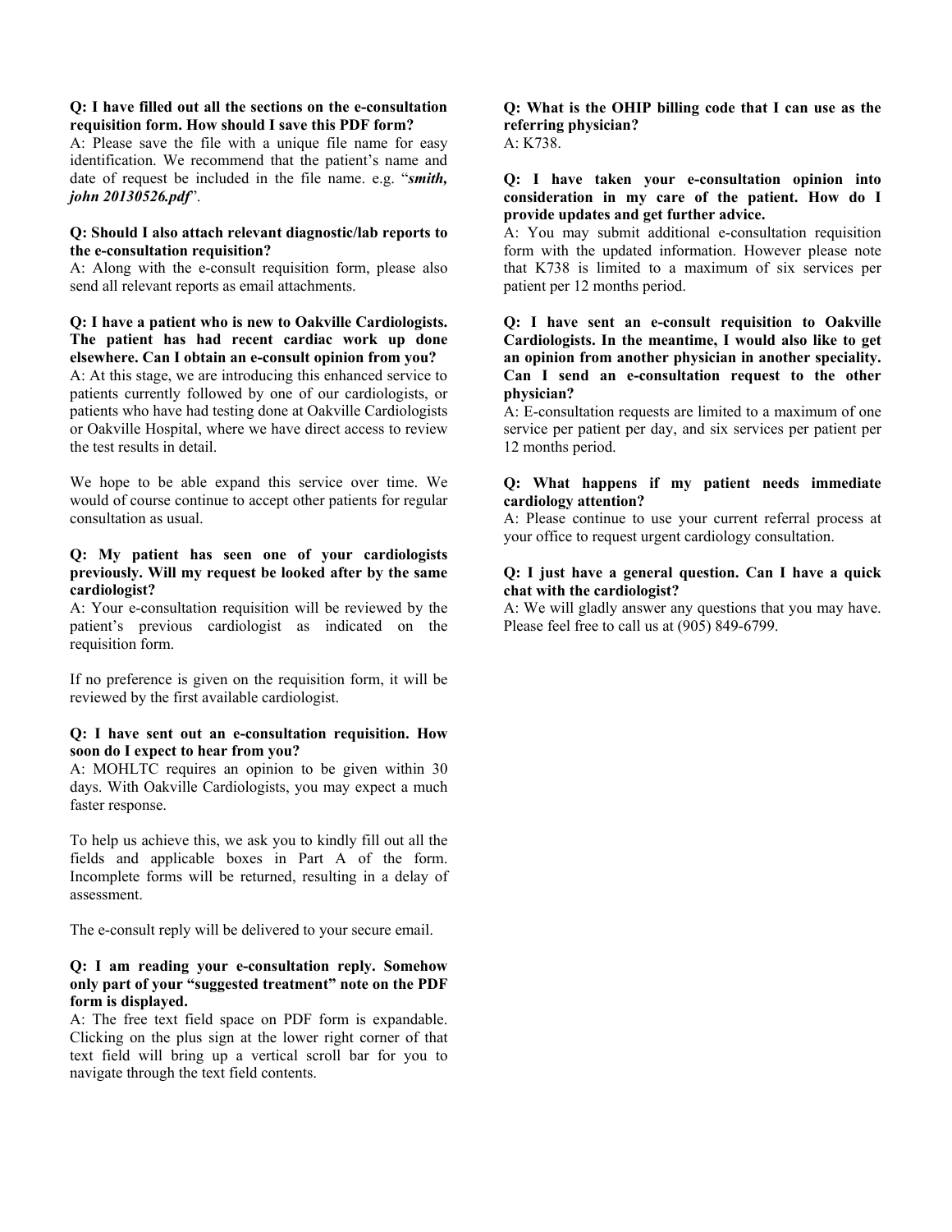**Q: I have filled out all the sections on the e-consultation requisition form. How should I save this PDF form?**

A: Please save the file with a unique file name for easy identification. We recommend that the patient's name and date of request be included in the file name. e.g. "***smith, john 20130526.pdf***".

**Q: Should I also attach relevant diagnostic/lab reports to the e-consultation requisition?**

A: Along with the e-consult requisition form, please also send all relevant reports as email attachments.

**Q: I have a patient who is new to Oakville Cardiologists. The patient has had recent cardiac work up done elsewhere. Can I obtain an e-consult opinion from you?**

A: At this stage, we are introducing this enhanced service to patients currently followed by one of our cardiologists, or patients who have had testing done at Oakville Cardiologists or Oakville Hospital, where we have direct access to review the test results in detail.

We hope to be able expand this service over time. We would of course continue to accept other patients for regular consultation as usual.

**Q: My patient has seen one of your cardiologists previously. Will my request be looked after by the same cardiologist?**

A: Your e-consultation requisition will be reviewed by the patient's previous cardiologist as indicated on the requisition form.

If no preference is given on the requisition form, it will be reviewed by the first available cardiologist.

**Q: I have sent out an e-consultation requisition. How soon do I expect to hear from you?**

A: MOHLTC requires an opinion to be given within 30 days. With Oakville Cardiologists, you may expect a much faster response.

To help us achieve this, we ask you to kindly fill out all the fields and applicable boxes in Part A of the form. Incomplete forms will be returned, resulting in a delay of assessment.

The e-consult reply will be delivered to your secure email.

**Q: I am reading your e-consultation reply. Somehow only part of your "suggested treatment" note on the PDF form is displayed.**

A: The free text field space on PDF form is expandable. Clicking on the plus sign at the lower right corner of that text field will bring up a vertical scroll bar for you to navigate through the text field contents.

**Q: What is the OHIP billing code that I can use as the referring physician?**

A: K738.

**Q: I have taken your e-consultation opinion into consideration in my care of the patient. How do I provide updates and get further advice.**

A: You may submit additional e-consultation requisition form with the updated information. However please note that K738 is limited to a maximum of six services per patient per 12 months period.

**Q: I have sent an e-consult requisition to Oakville Cardiologists. In the meantime, I would also like to get an opinion from another physician in another speciality. Can I send an e-consultation request to the other physician?**

A: E-consultation requests are limited to a maximum of one service per patient per day, and six services per patient per 12 months period.

**Q: What happens if my patient needs immediate cardiology attention?**

A: Please continue to use your current referral process at your office to request urgent cardiology consultation.

**Q: I just have a general question. Can I have a quick chat with the cardiologist?**

A: We will gladly answer any questions that you may have. Please feel free to call us at (905) 849-6799.